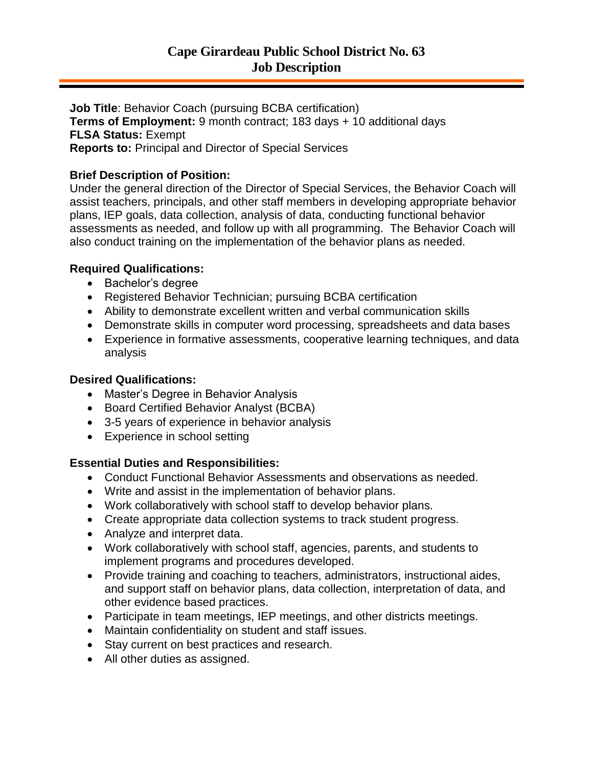# Cape Girardeau Public School District No. 63
# Job Description

**Job Title**: Behavior Coach (pursuing BCBA certification)
**Terms of Employment:** 9 month contract; 183 days + 10 additional days
**FLSA Status:** Exempt
**Reports to:** Principal and Director of Special Services

**Brief Description of Position:**
Under the general direction of the Director of Special Services, the Behavior Coach will assist teachers, principals, and other staff members in developing appropriate behavior plans, IEP goals, data collection, analysis of data, conducting functional behavior assessments as needed, and follow up with all programming. The Behavior Coach will also conduct training on the implementation of the behavior plans as needed.

**Required Qualifications:**

- Bachelor's degree
- Registered Behavior Technician; pursuing BCBA certification
- Ability to demonstrate excellent written and verbal communication skills
- Demonstrate skills in computer word processing, spreadsheets and data bases
- Experience in formative assessments, cooperative learning techniques, and data analysis

**Desired Qualifications:**

- Master's Degree in Behavior Analysis
- Board Certified Behavior Analyst (BCBA)
- 3-5 years of experience in behavior analysis
- Experience in school setting

**Essential Duties and Responsibilities:**

- Conduct Functional Behavior Assessments and observations as needed.
- Write and assist in the implementation of behavior plans.
- Work collaboratively with school staff to develop behavior plans.
- Create appropriate data collection systems to track student progress.
- Analyze and interpret data.
- Work collaboratively with school staff, agencies, parents, and students to implement programs and procedures developed.
- Provide training and coaching to teachers, administrators, instructional aides, and support staff on behavior plans, data collection, interpretation of data, and other evidence based practices.
- Participate in team meetings, IEP meetings, and other districts meetings.
- Maintain confidentiality on student and staff issues.
- Stay current on best practices and research.
- All other duties as assigned.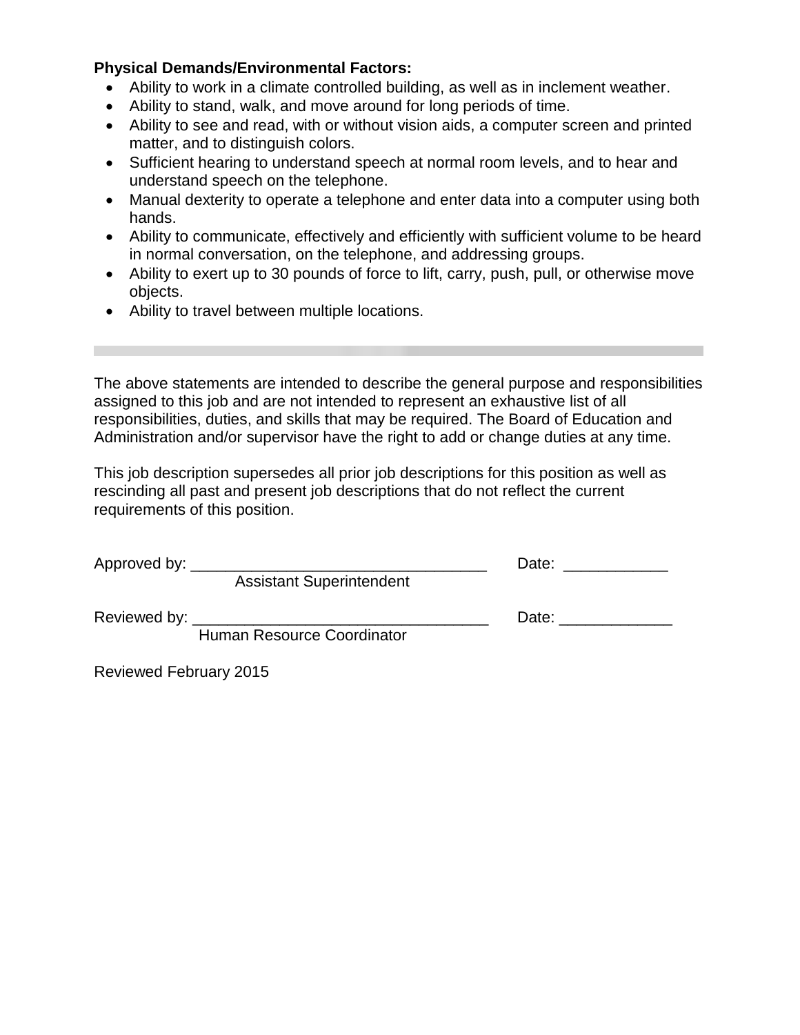**Physical Demands/Environmental Factors:**

- Ability to work in a climate controlled building, as well as in inclement weather.
- Ability to stand, walk, and move around for long periods of time.
- Ability to see and read, with or without vision aids, a computer screen and printed matter, and to distinguish colors.
- Sufficient hearing to understand speech at normal room levels, and to hear and understand speech on the telephone.
- Manual dexterity to operate a telephone and enter data into a computer using both hands.
- Ability to communicate, effectively and efficiently with sufficient volume to be heard in normal conversation, on the telephone, and addressing groups.
- Ability to exert up to 30 pounds of force to lift, carry, push, pull, or otherwise move objects.
- Ability to travel between multiple locations.

---

The above statements are intended to describe the general purpose and responsibilities assigned to this job and are not intended to represent an exhaustive list of all responsibilities, duties, and skills that may be required. The Board of Education and Administration and/or supervisor have the right to add or change duties at any time.

This job description supersedes all prior job descriptions for this position as well as rescinding all past and present job descriptions that do not reflect the current requirements of this position.

Approved by: ___________________________________ Date: ____________
Assistant Superintendent

Reviewed by: ___________________________________ Date: _____________
Human Resource Coordinator

Reviewed February 2015